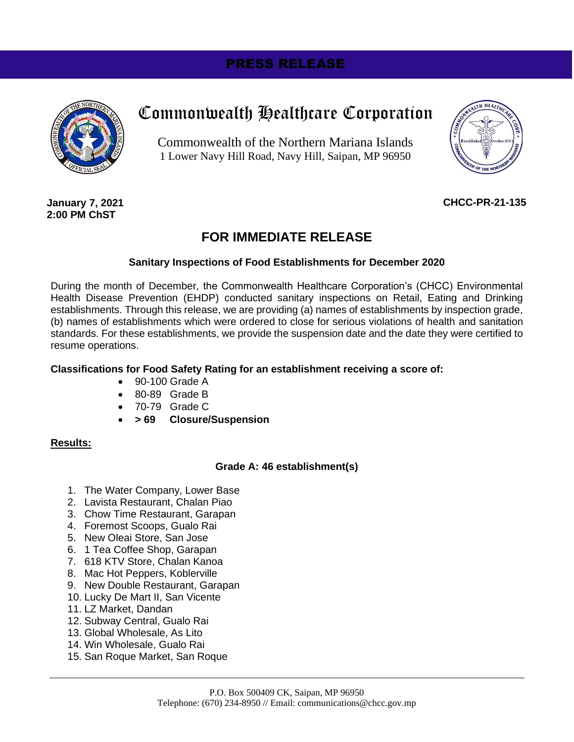# PRESS RELEASE

## Commonwealth Healthcare Corporation

Commonwealth of the Northern Mariana Islands
1 Lower Navy Hill Road, Navy Hill, Saipan, MP 96950

**January 7, 2021**
**2:00 PM ChST**

**CHCC-PR-21-135**

## FOR IMMEDIATE RELEASE

### Sanitary Inspections of Food Establishments for December 2020

During the month of December, the Commonwealth Healthcare Corporation's (CHCC) Environmental Health Disease Prevention (EHDP) conducted sanitary inspections on Retail, Eating and Drinking establishments. Through this release, we are providing (a) names of establishments by inspection grade, (b) names of establishments which were ordered to close for serious violations of health and sanitation standards. For these establishments, we provide the suspension date and the date they were certified to resume operations.

**Classifications for Food Safety Rating for an establishment receiving a score of:**

- 90-100 Grade A
- 80-89 Grade B
- 70-79 Grade C
- **> 69 Closure/Suspension**

**<u>Results:</u>**

**Grade A: 46 establishment(s)**

1. The Water Company, Lower Base
2. Lavista Restaurant, Chalan Piao
3. Chow Time Restaurant, Garapan
4. Foremost Scoops, Gualo Rai
5. New Oleai Store, San Jose
6. 1 Tea Coffee Shop, Garapan
7. 618 KTV Store, Chalan Kanoa
8. Mac Hot Peppers, Koblerville
9. New Double Restaurant, Garapan
10. Lucky De Mart II, San Vicente
11. LZ Market, Dandan
12. Subway Central, Gualo Rai
13. Global Wholesale, As Lito
14. Win Wholesale, Gualo Rai
15. San Roque Market, San Roque

P.O. Box 500409 CK, Saipan, MP 96950
Telephone: (670) 234-8950 // Email: communications@chcc.gov.mp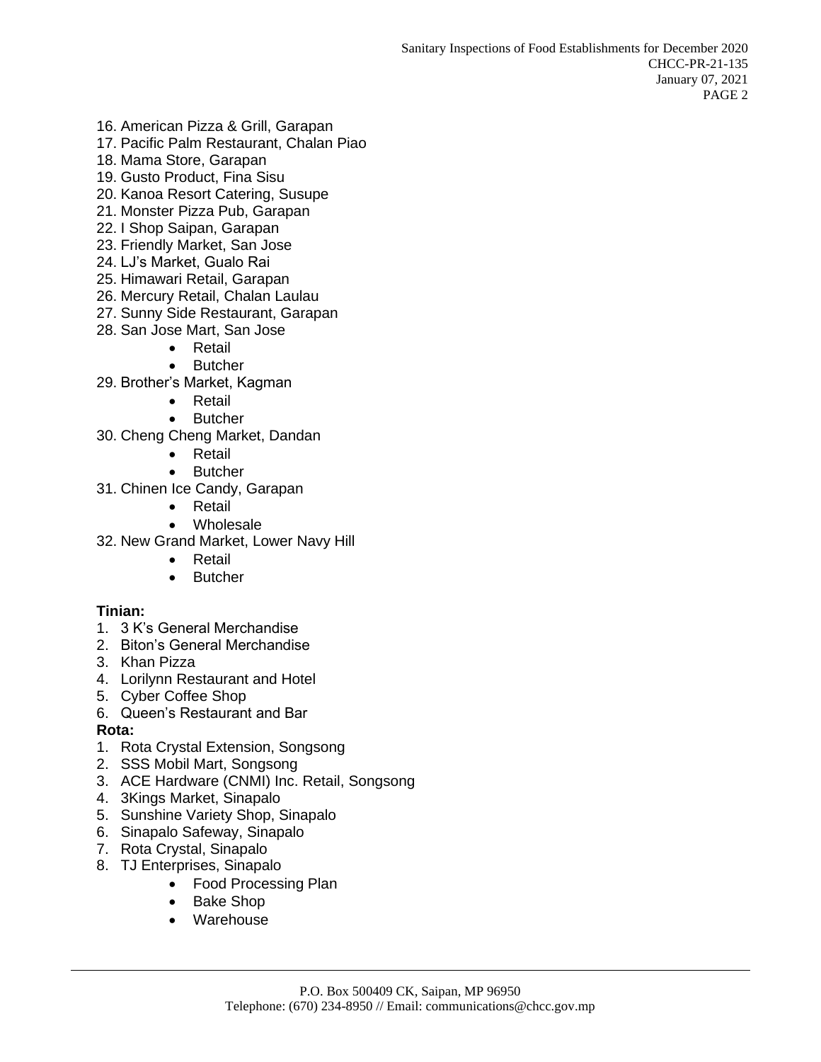16. American Pizza & Grill, Garapan
17. Pacific Palm Restaurant, Chalan Piao
18. Mama Store, Garapan
19. Gusto Product, Fina Sisu
20. Kanoa Resort Catering, Susupe
21. Monster Pizza Pub, Garapan
22. I Shop Saipan, Garapan
23. Friendly Market, San Jose
24. LJ's Market, Gualo Rai
25. Himawari Retail, Garapan
26. Mercury Retail, Chalan Laulau
27. Sunny Side Restaurant, Garapan
28. San Jose Mart, San Jose
    - Retail
    - Butcher
29. Brother's Market, Kagman
    - Retail
    - Butcher
30. Cheng Cheng Market, Dandan
    - Retail
    - Butcher
31. Chinen Ice Candy, Garapan
    - Retail
    - Wholesale
32. New Grand Market, Lower Navy Hill
    - Retail
    - Butcher

**Tinian:**

1. 3 K's General Merchandise
2. Biton's General Merchandise
3. Khan Pizza
4. Lorilynn Restaurant and Hotel
5. Cyber Coffee Shop
6. Queen's Restaurant and Bar

**Rota:**

1. Rota Crystal Extension, Songsong
2. SSS Mobil Mart, Songsong
3. ACE Hardware (CNMI) Inc. Retail, Songsong
4. 3Kings Market, Sinapalo
5. Sunshine Variety Shop, Sinapalo
6. Sinapalo Safeway, Sinapalo
7. Rota Crystal, Sinapalo
8. TJ Enterprises, Sinapalo
    - Food Processing Plan
    - Bake Shop
    - Warehouse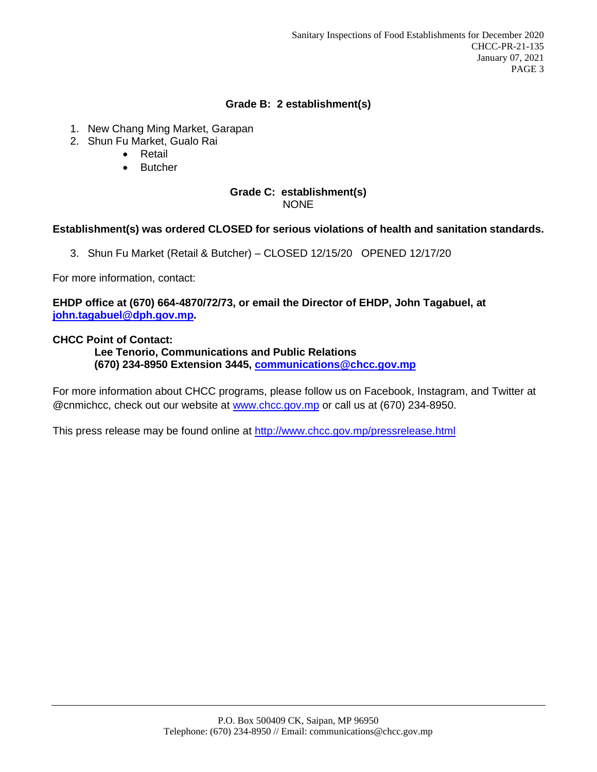**Grade B: 2 establishment(s)**

1. New Chang Ming Market, Garapan
2. Shun Fu Market, Gualo Rai
    - Retail
    - Butcher

**Grade C: establishment(s)**

NONE

**Establishment(s) was ordered CLOSED for serious violations of health and sanitation standards.**

3. Shun Fu Market (Retail & Butcher) – CLOSED 12/15/20 OPENED 12/17/20

For more information, contact:

**EHDP office at (670) 664-4870/72/73, or email the Director of EHDP, John Tagabuel, at [john.tagabuel@dph.gov.mp](mailto:john.tagabuel@dph.gov.mp).**

**CHCC Point of Contact:**

**Lee Tenorio, Communications and Public Relations**
**(670) 234-8950 Extension 3445, [communications@chcc.gov.mp](mailto:communications@chcc.gov.mp)**

For more information about CHCC programs, please follow us on Facebook, Instagram, and Twitter at @cnmichcc, check out our website at [www.chcc.gov.mp](http://www.chcc.gov.mp) or call us at (670) 234-8950.

This press release may be found online at [http://www.chcc.gov.mp/pressrelease.html](http://www.chcc.gov.mp/pressrelease.html)